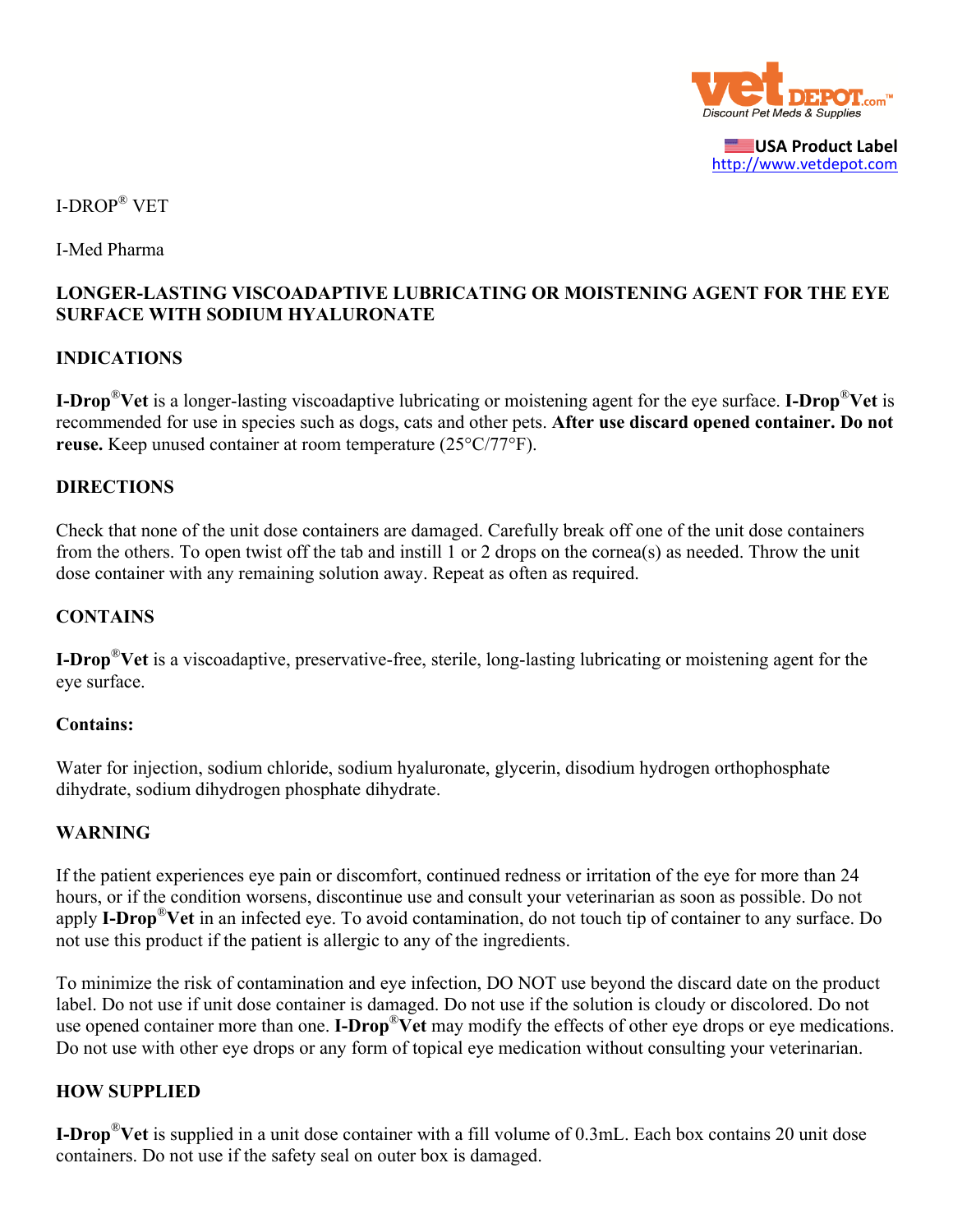USA Product Label
http://www.vetdepot.com

I-DROP® VET

I-Med Pharma

**LONGER-LASTING VISCOADAPTIVE LUBRICATING OR MOISTENING AGENT FOR THE EYE SURFACE WITH SODIUM HYALURONATE**

## INDICATIONS

**I-Drop®Vet** is a longer-lasting viscoadaptive lubricating or moistening agent for the eye surface. **I-Drop®Vet** is recommended for use in species such as dogs, cats and other pets. **After use discard opened container. Do not reuse.** Keep unused container at room temperature (25°C/77°F).

## DIRECTIONS

Check that none of the unit dose containers are damaged. Carefully break off one of the unit dose containers from the others. To open twist off the tab and instill 1 or 2 drops on the cornea(s) as needed. Throw the unit dose container with any remaining solution away. Repeat as often as required.

## CONTAINS

**I-Drop®Vet** is a viscoadaptive, preservative-free, sterile, long-lasting lubricating or moistening agent for the eye surface.

**Contains:**

Water for injection, sodium chloride, sodium hyaluronate, glycerin, disodium hydrogen orthophosphate dihydrate, sodium dihydrogen phosphate dihydrate.

## WARNING

If the patient experiences eye pain or discomfort, continued redness or irritation of the eye for more than 24 hours, or if the condition worsens, discontinue use and consult your veterinarian as soon as possible. Do not apply **I-Drop®Vet** in an infected eye. To avoid contamination, do not touch tip of container to any surface. Do not use this product if the patient is allergic to any of the ingredients.

To minimize the risk of contamination and eye infection, DO NOT use beyond the discard date on the product label. Do not use if unit dose container is damaged. Do not use if the solution is cloudy or discolored. Do not use opened container more than one. **I-Drop®Vet** may modify the effects of other eye drops or eye medications. Do not use with other eye drops or any form of topical eye medication without consulting your veterinarian.

## HOW SUPPLIED

**I-Drop®Vet** is supplied in a unit dose container with a fill volume of 0.3mL. Each box contains 20 unit dose containers. Do not use if the safety seal on outer box is damaged.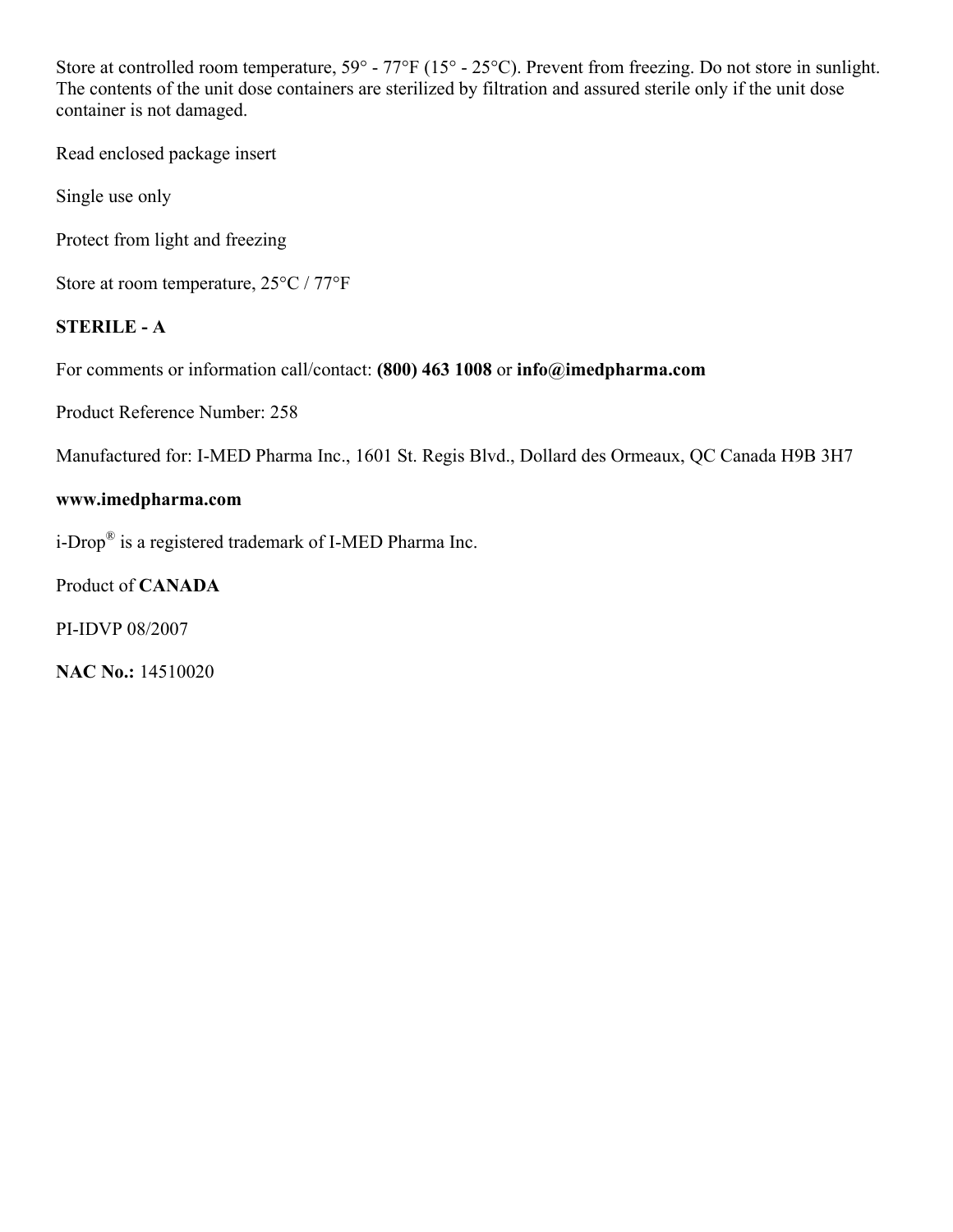Store at controlled room temperature, 59° - 77°F (15° - 25°C). Prevent from freezing. Do not store in sunlight. The contents of the unit dose containers are sterilized by filtration and assured sterile only if the unit dose container is not damaged.

Read enclosed package insert

Single use only

Protect from light and freezing

Store at room temperature, 25°C / 77°F

**STERILE - A**

For comments or information call/contact: **(800) 463 1008** or **info@imedpharma.com**

Product Reference Number: 258

Manufactured for: I-MED Pharma Inc., 1601 St. Regis Blvd., Dollard des Ormeaux, QC Canada H9B 3H7

**www.imedpharma.com**

i-Drop® is a registered trademark of I-MED Pharma Inc.

Product of **CANADA**

PI-IDVP 08/2007

**NAC No.:** 14510020